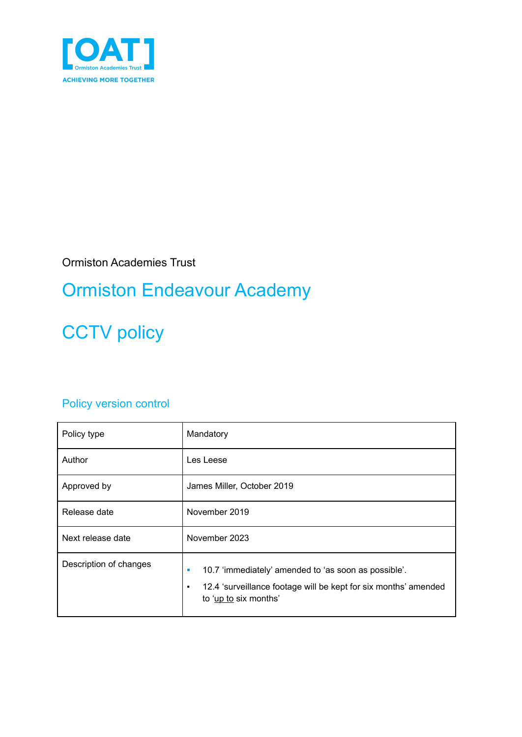[OAT]
Ormiston Academies Trust
ACHIEVING MORE TOGETHER

Ormiston Academies Trust

# Ormiston Endeavour Academy

# CCTV policy

## Policy version control

| Policy type | Mandatory |
|---|---|
| Author | Les Leese |
| Approved by | James Miller, October 2019 |
| Release date | November 2019 |
| Next release date | November 2023 |
| Description of changes | ▪ 10.7 ‘immediately’ amended to ‘as soon as possible’.<br>▪ 12.4 ‘surveillance footage will be kept for six months’ amended to ‘up to six months’ |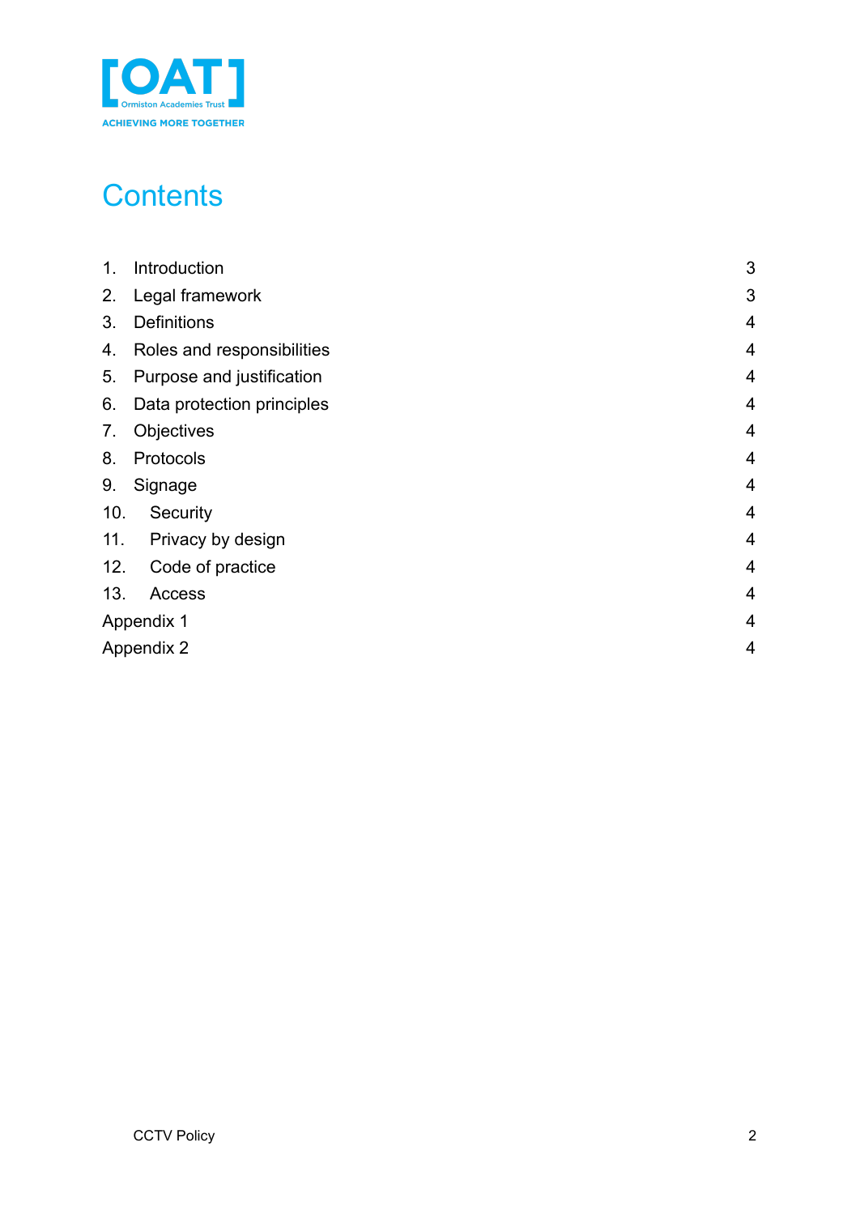# Contents

| | |
|---|---|
| 1. Introduction | 3 |
| 2. Legal framework | 3 |
| 3. Definitions | 4 |
| 4. Roles and responsibilities | 4 |
| 5. Purpose and justification | 4 |
| 6. Data protection principles | 4 |
| 7. Objectives | 4 |
| 8. Protocols | 4 |
| 9. Signage | 4 |
| 10. Security | 4 |
| 11. Privacy by design | 4 |
| 12. Code of practice | 4 |
| 13. Access | 4 |
| Appendix 1 | 4 |
| Appendix 2 | 4 |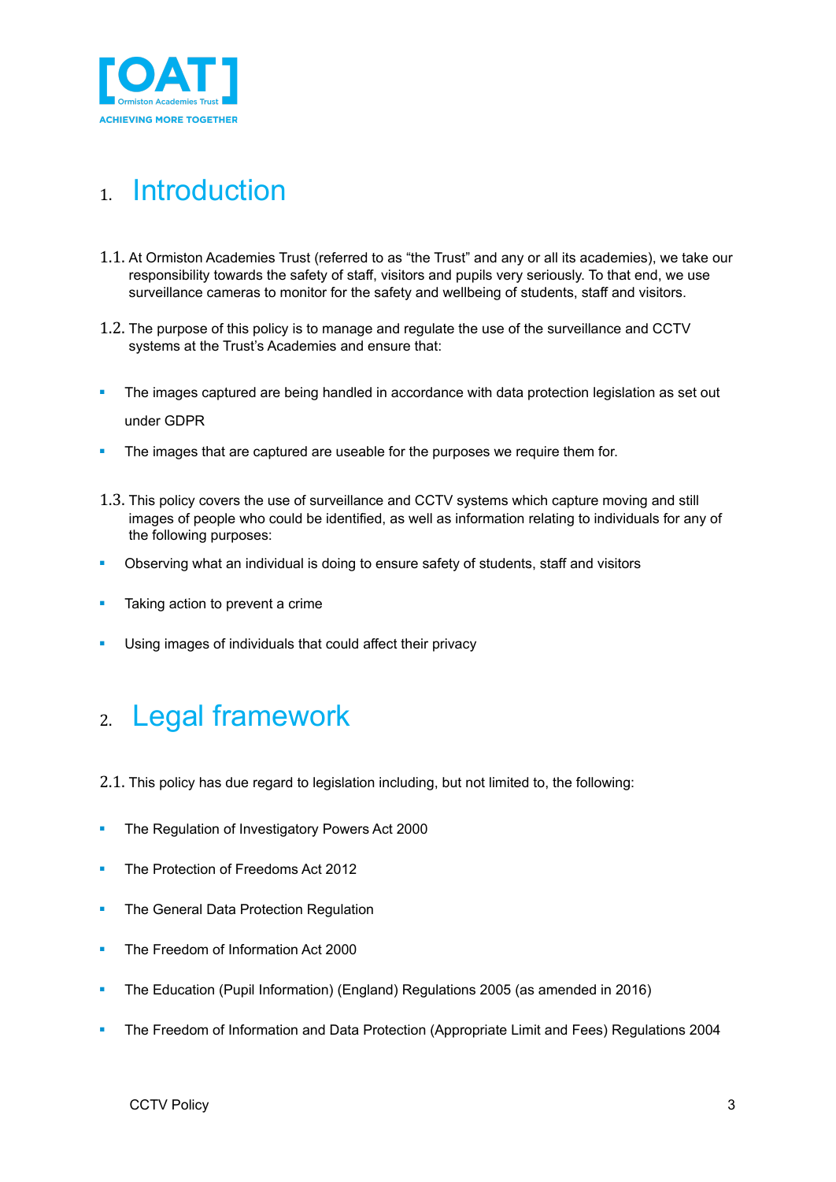# 1. Introduction

1.1. At Ormiston Academies Trust (referred to as "the Trust" and any or all its academies), we take our responsibility towards the safety of staff, visitors and pupils very seriously. To that end, we use surveillance cameras to monitor for the safety and wellbeing of students, staff and visitors.

1.2. The purpose of this policy is to manage and regulate the use of the surveillance and CCTV systems at the Trust's Academies and ensure that:

- The images captured are being handled in accordance with data protection legislation as set out under GDPR
- The images that are captured are useable for the purposes we require them for.

1.3. This policy covers the use of surveillance and CCTV systems which capture moving and still images of people who could be identified, as well as information relating to individuals for any of the following purposes:

- Observing what an individual is doing to ensure safety of students, staff and visitors
- Taking action to prevent a crime
- Using images of individuals that could affect their privacy

# 2. Legal framework

2.1. This policy has due regard to legislation including, but not limited to, the following:

- The Regulation of Investigatory Powers Act 2000
- The Protection of Freedoms Act 2012
- The General Data Protection Regulation
- The Freedom of Information Act 2000
- The Education (Pupil Information) (England) Regulations 2005 (as amended in 2016)
- The Freedom of Information and Data Protection (Appropriate Limit and Fees) Regulations 2004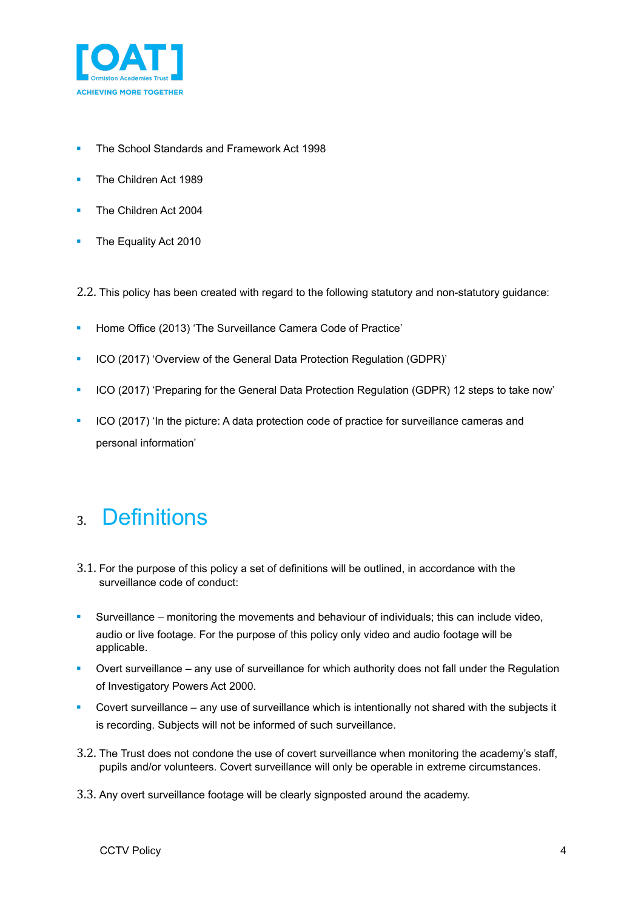- The School Standards and Framework Act 1998
- The Children Act 1989
- The Children Act 2004
- The Equality Act 2010

2.2. This policy has been created with regard to the following statutory and non-statutory guidance:

- Home Office (2013) 'The Surveillance Camera Code of Practice'
- ICO (2017) 'Overview of the General Data Protection Regulation (GDPR)'
- ICO (2017) 'Preparing for the General Data Protection Regulation (GDPR) 12 steps to take now'
- ICO (2017) 'In the picture: A data protection code of practice for surveillance cameras and personal information'

# 3. Definitions

3.1. For the purpose of this policy a set of definitions will be outlined, in accordance with the surveillance code of conduct:

- Surveillance – monitoring the movements and behaviour of individuals; this can include video, audio or live footage. For the purpose of this policy only video and audio footage will be applicable.
- Overt surveillance – any use of surveillance for which authority does not fall under the Regulation of Investigatory Powers Act 2000.
- Covert surveillance – any use of surveillance which is intentionally not shared with the subjects it is recording. Subjects will not be informed of such surveillance.

3.2. The Trust does not condone the use of covert surveillance when monitoring the academy's staff, pupils and/or volunteers. Covert surveillance will only be operable in extreme circumstances.

3.3. Any overt surveillance footage will be clearly signposted around the academy.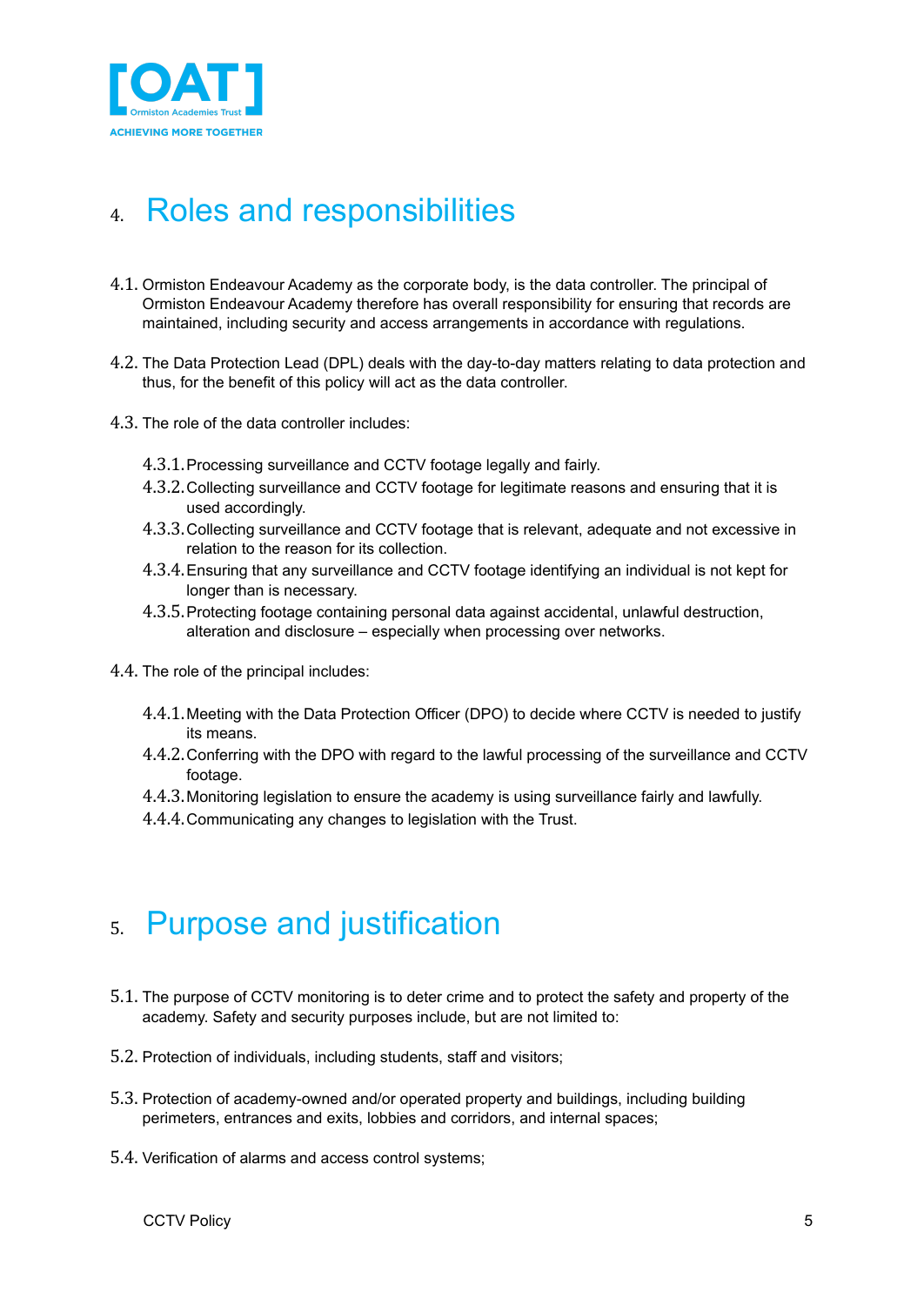## 4. Roles and responsibilities

4.1. Ormiston Endeavour Academy as the corporate body, is the data controller. The principal of Ormiston Endeavour Academy therefore has overall responsibility for ensuring that records are maintained, including security and access arrangements in accordance with regulations.

4.2. The Data Protection Lead (DPL) deals with the day-to-day matters relating to data protection and thus, for the benefit of this policy will act as the data controller.

4.3. The role of the data controller includes:

- 4.3.1. Processing surveillance and CCTV footage legally and fairly.
- 4.3.2. Collecting surveillance and CCTV footage for legitimate reasons and ensuring that it is used accordingly.
- 4.3.3. Collecting surveillance and CCTV footage that is relevant, adequate and not excessive in relation to the reason for its collection.
- 4.3.4. Ensuring that any surveillance and CCTV footage identifying an individual is not kept for longer than is necessary.
- 4.3.5. Protecting footage containing personal data against accidental, unlawful destruction, alteration and disclosure – especially when processing over networks.

4.4. The role of the principal includes:

- 4.4.1. Meeting with the Data Protection Officer (DPO) to decide where CCTV is needed to justify its means.
- 4.4.2. Conferring with the DPO with regard to the lawful processing of the surveillance and CCTV footage.
- 4.4.3. Monitoring legislation to ensure the academy is using surveillance fairly and lawfully.
- 4.4.4. Communicating any changes to legislation with the Trust.

## 5. Purpose and justification

5.1. The purpose of CCTV monitoring is to deter crime and to protect the safety and property of the academy. Safety and security purposes include, but are not limited to:

5.2. Protection of individuals, including students, staff and visitors;

5.3. Protection of academy-owned and/or operated property and buildings, including building perimeters, entrances and exits, lobbies and corridors, and internal spaces;

5.4. Verification of alarms and access control systems;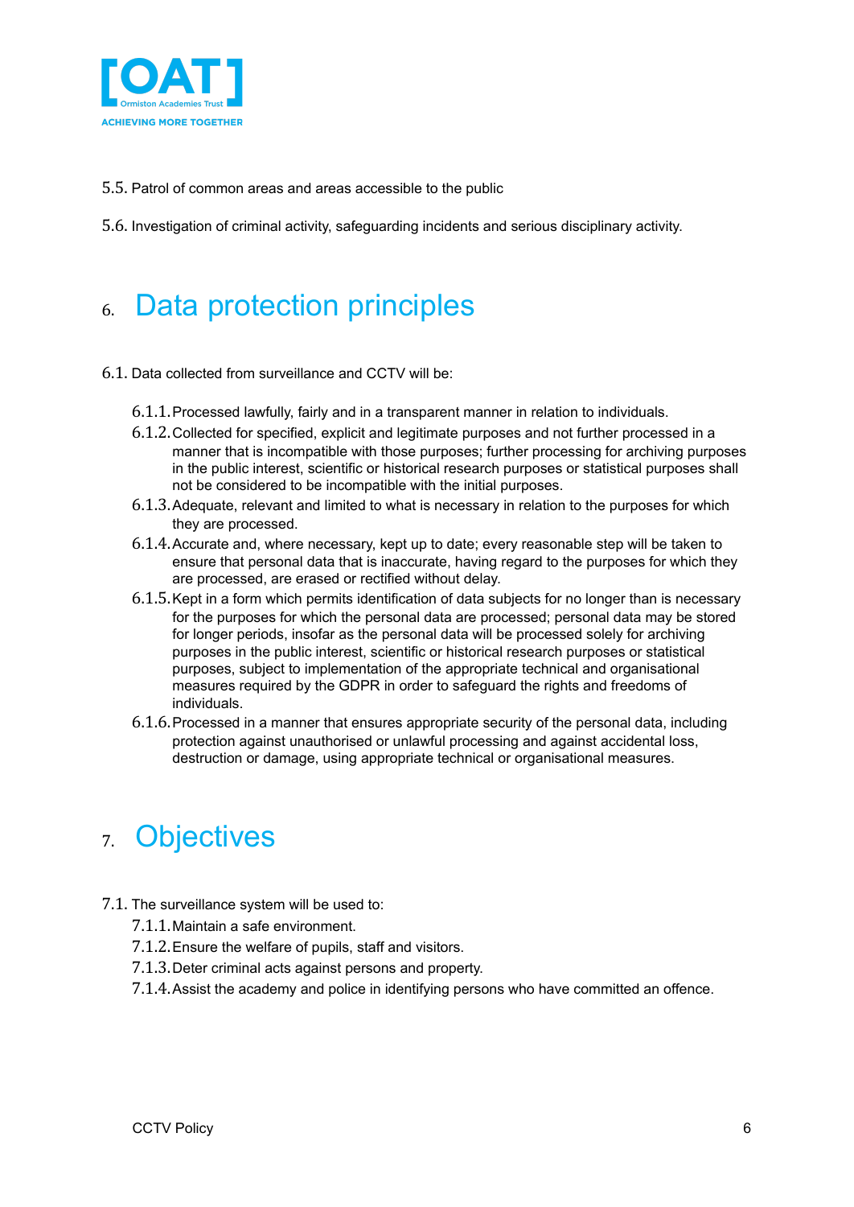5.5. Patrol of common areas and areas accessible to the public

5.6. Investigation of criminal activity, safeguarding incidents and serious disciplinary activity.

# 6. Data protection principles

6.1. Data collected from surveillance and CCTV will be:

- 6.1.1. Processed lawfully, fairly and in a transparent manner in relation to individuals.
- 6.1.2. Collected for specified, explicit and legitimate purposes and not further processed in a manner that is incompatible with those purposes; further processing for archiving purposes in the public interest, scientific or historical research purposes or statistical purposes shall not be considered to be incompatible with the initial purposes.
- 6.1.3. Adequate, relevant and limited to what is necessary in relation to the purposes for which they are processed.
- 6.1.4. Accurate and, where necessary, kept up to date; every reasonable step will be taken to ensure that personal data that is inaccurate, having regard to the purposes for which they are processed, are erased or rectified without delay.
- 6.1.5. Kept in a form which permits identification of data subjects for no longer than is necessary for the purposes for which the personal data are processed; personal data may be stored for longer periods, insofar as the personal data will be processed solely for archiving purposes in the public interest, scientific or historical research purposes or statistical purposes, subject to implementation of the appropriate technical and organisational measures required by the GDPR in order to safeguard the rights and freedoms of individuals.
- 6.1.6. Processed in a manner that ensures appropriate security of the personal data, including protection against unauthorised or unlawful processing and against accidental loss, destruction or damage, using appropriate technical or organisational measures.

# 7. Objectives

7.1. The surveillance system will be used to:

- 7.1.1. Maintain a safe environment.
- 7.1.2. Ensure the welfare of pupils, staff and visitors.
- 7.1.3. Deter criminal acts against persons and property.
- 7.1.4. Assist the academy and police in identifying persons who have committed an offence.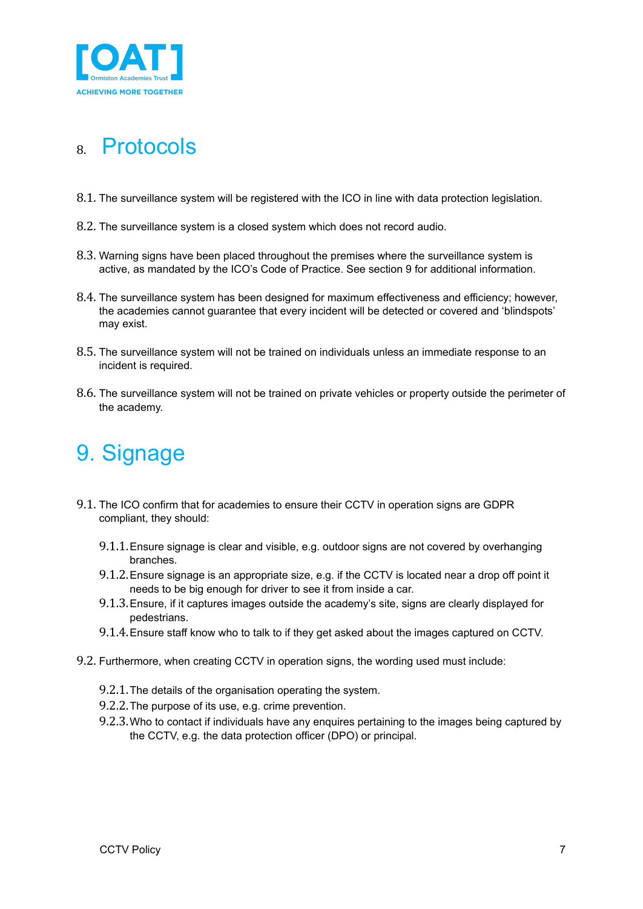## 8. Protocols

8.1. The surveillance system will be registered with the ICO in line with data protection legislation.

8.2. The surveillance system is a closed system which does not record audio.

8.3. Warning signs have been placed throughout the premises where the surveillance system is active, as mandated by the ICO's Code of Practice. See section 9 for additional information.

8.4. The surveillance system has been designed for maximum effectiveness and efficiency; however, the academies cannot guarantee that every incident will be detected or covered and 'blindspots' may exist.

8.5. The surveillance system will not be trained on individuals unless an immediate response to an incident is required.

8.6. The surveillance system will not be trained on private vehicles or property outside the perimeter of the academy.

## 9. Signage

9.1. The ICO confirm that for academies to ensure their CCTV in operation signs are GDPR compliant, they should:

- 9.1.1. Ensure signage is clear and visible, e.g. outdoor signs are not covered by overhanging branches.
- 9.1.2. Ensure signage is an appropriate size, e.g. if the CCTV is located near a drop off point it needs to be big enough for driver to see it from inside a car.
- 9.1.3. Ensure, if it captures images outside the academy's site, signs are clearly displayed for pedestrians.
- 9.1.4. Ensure staff know who to talk to if they get asked about the images captured on CCTV.

9.2. Furthermore, when creating CCTV in operation signs, the wording used must include:

- 9.2.1. The details of the organisation operating the system.
- 9.2.2. The purpose of its use, e.g. crime prevention.
- 9.2.3. Who to contact if individuals have any enquires pertaining to the images being captured by the CCTV, e.g. the data protection officer (DPO) or principal.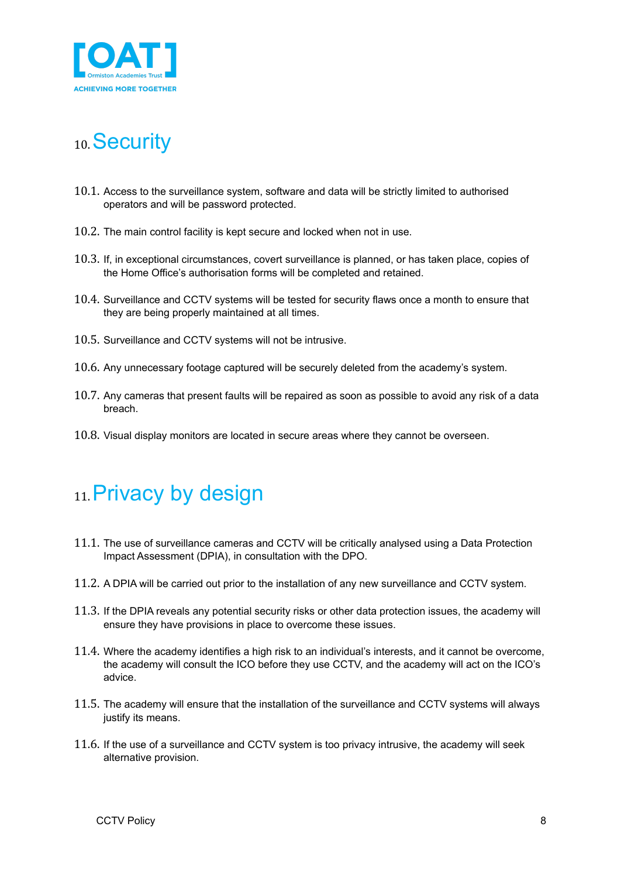## 10. Security

10.1. Access to the surveillance system, software and data will be strictly limited to authorised operators and will be password protected.

10.2. The main control facility is kept secure and locked when not in use.

10.3. If, in exceptional circumstances, covert surveillance is planned, or has taken place, copies of the Home Office's authorisation forms will be completed and retained.

10.4. Surveillance and CCTV systems will be tested for security flaws once a month to ensure that they are being properly maintained at all times.

10.5. Surveillance and CCTV systems will not be intrusive.

10.6. Any unnecessary footage captured will be securely deleted from the academy's system.

10.7. Any cameras that present faults will be repaired as soon as possible to avoid any risk of a data breach.

10.8. Visual display monitors are located in secure areas where they cannot be overseen.

## 11. Privacy by design

11.1. The use of surveillance cameras and CCTV will be critically analysed using a Data Protection Impact Assessment (DPIA), in consultation with the DPO.

11.2. A DPIA will be carried out prior to the installation of any new surveillance and CCTV system.

11.3. If the DPIA reveals any potential security risks or other data protection issues, the academy will ensure they have provisions in place to overcome these issues.

11.4. Where the academy identifies a high risk to an individual's interests, and it cannot be overcome, the academy will consult the ICO before they use CCTV, and the academy will act on the ICO's advice.

11.5. The academy will ensure that the installation of the surveillance and CCTV systems will always justify its means.

11.6. If the use of a surveillance and CCTV system is too privacy intrusive, the academy will seek alternative provision.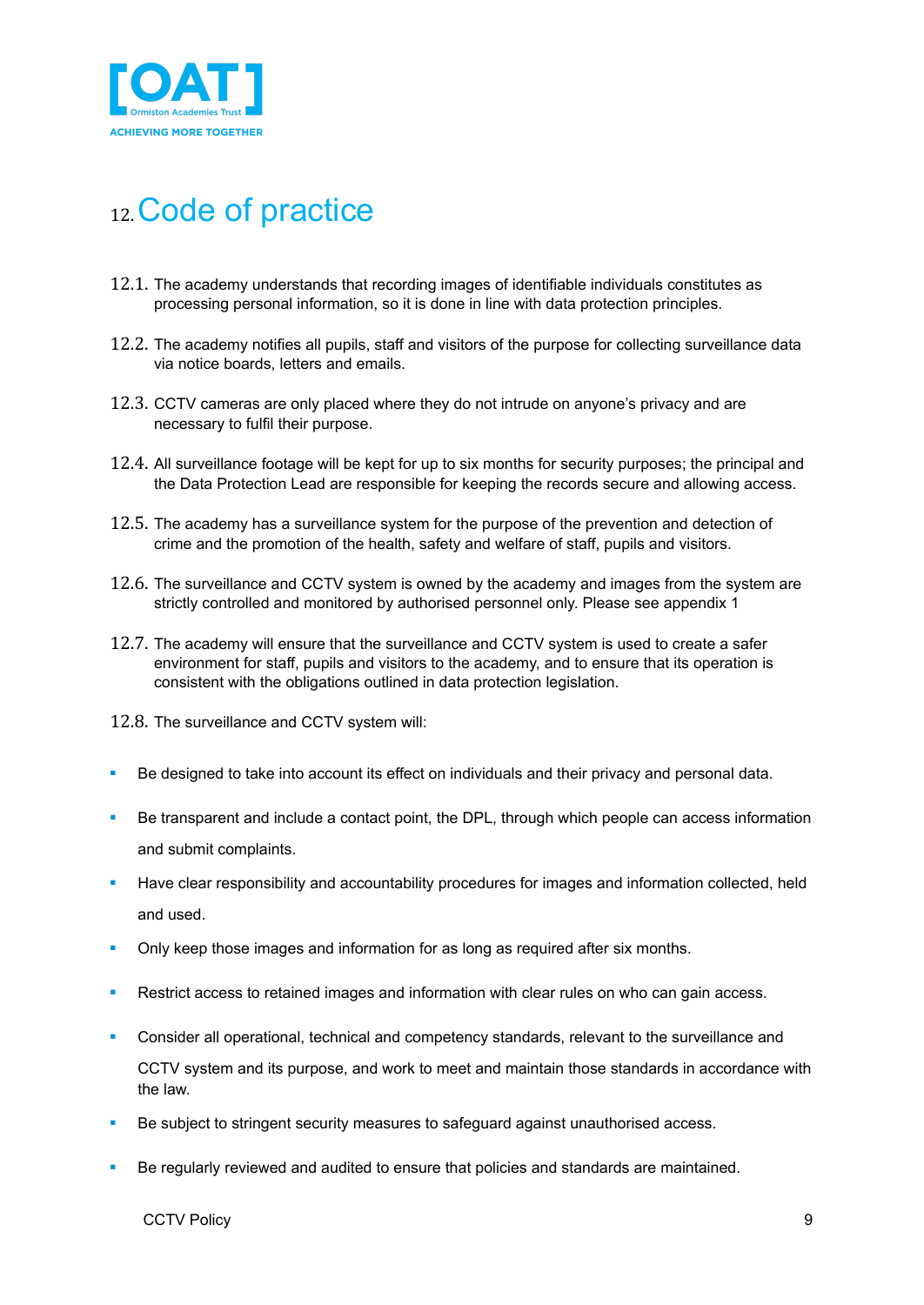# 12. Code of practice

12.1. The academy understands that recording images of identifiable individuals constitutes as processing personal information, so it is done in line with data protection principles.

12.2. The academy notifies all pupils, staff and visitors of the purpose for collecting surveillance data via notice boards, letters and emails.

12.3. CCTV cameras are only placed where they do not intrude on anyone's privacy and are necessary to fulfil their purpose.

12.4. All surveillance footage will be kept for up to six months for security purposes; the principal and the Data Protection Lead are responsible for keeping the records secure and allowing access.

12.5. The academy has a surveillance system for the purpose of the prevention and detection of crime and the promotion of the health, safety and welfare of staff, pupils and visitors.

12.6. The surveillance and CCTV system is owned by the academy and images from the system are strictly controlled and monitored by authorised personnel only. Please see appendix 1

12.7. The academy will ensure that the surveillance and CCTV system is used to create a safer environment for staff, pupils and visitors to the academy, and to ensure that its operation is consistent with the obligations outlined in data protection legislation.

12.8. The surveillance and CCTV system will:

- Be designed to take into account its effect on individuals and their privacy and personal data.
- Be transparent and include a contact point, the DPL, through which people can access information and submit complaints.
- Have clear responsibility and accountability procedures for images and information collected, held and used.
- Only keep those images and information for as long as required after six months.
- Restrict access to retained images and information with clear rules on who can gain access.
- Consider all operational, technical and competency standards, relevant to the surveillance and CCTV system and its purpose, and work to meet and maintain those standards in accordance with the law.
- Be subject to stringent security measures to safeguard against unauthorised access.
- Be regularly reviewed and audited to ensure that policies and standards are maintained.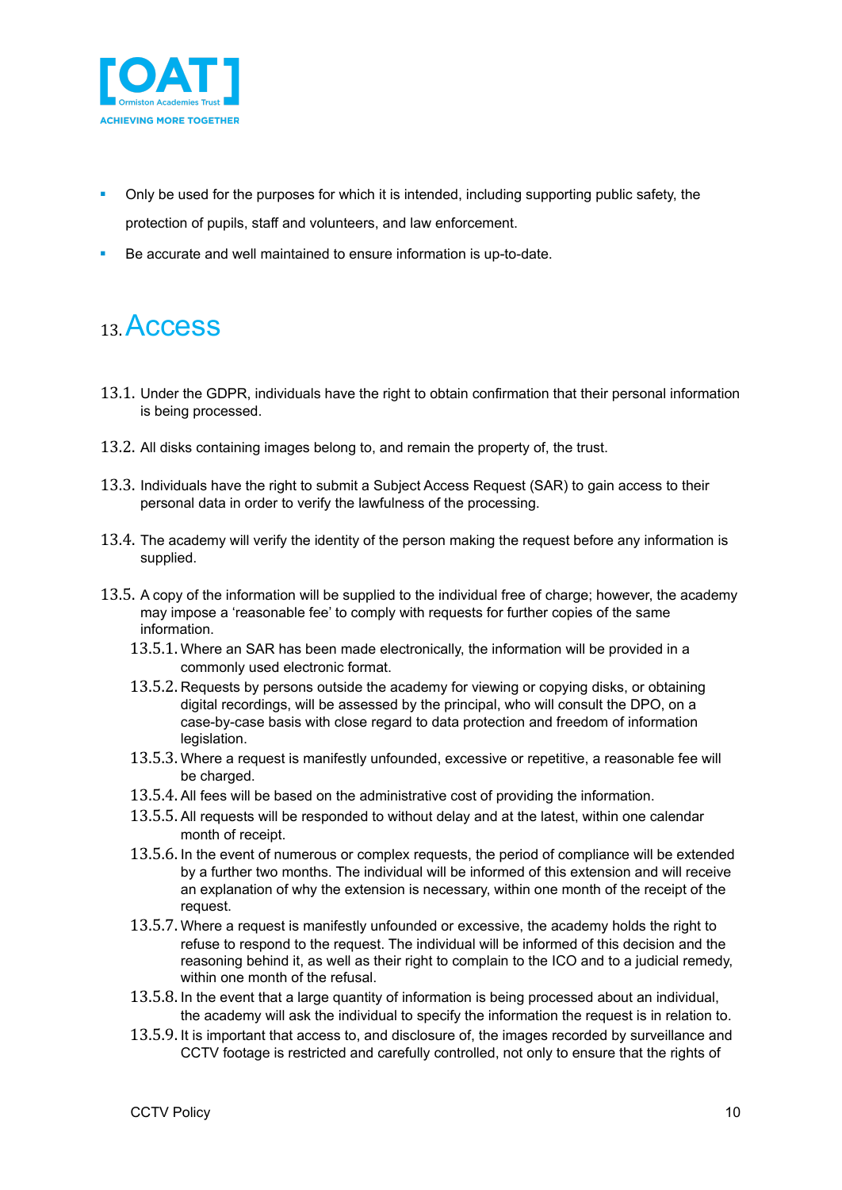- Only be used for the purposes for which it is intended, including supporting public safety, the protection of pupils, staff and volunteers, and law enforcement.
- Be accurate and well maintained to ensure information is up-to-date.

# 13. Access

13.1. Under the GDPR, individuals have the right to obtain confirmation that their personal information is being processed.

13.2. All disks containing images belong to, and remain the property of, the trust.

13.3. Individuals have the right to submit a Subject Access Request (SAR) to gain access to their personal data in order to verify the lawfulness of the processing.

13.4. The academy will verify the identity of the person making the request before any information is supplied.

13.5. A copy of the information will be supplied to the individual free of charge; however, the academy may impose a 'reasonable fee' to comply with requests for further copies of the same information.

- 13.5.1. Where an SAR has been made electronically, the information will be provided in a commonly used electronic format.
- 13.5.2. Requests by persons outside the academy for viewing or copying disks, or obtaining digital recordings, will be assessed by the principal, who will consult the DPO, on a case-by-case basis with close regard to data protection and freedom of information legislation.
- 13.5.3. Where a request is manifestly unfounded, excessive or repetitive, a reasonable fee will be charged.
- 13.5.4. All fees will be based on the administrative cost of providing the information.
- 13.5.5. All requests will be responded to without delay and at the latest, within one calendar month of receipt.
- 13.5.6. In the event of numerous or complex requests, the period of compliance will be extended by a further two months. The individual will be informed of this extension and will receive an explanation of why the extension is necessary, within one month of the receipt of the request.
- 13.5.7. Where a request is manifestly unfounded or excessive, the academy holds the right to refuse to respond to the request. The individual will be informed of this decision and the reasoning behind it, as well as their right to complain to the ICO and to a judicial remedy, within one month of the refusal.
- 13.5.8. In the event that a large quantity of information is being processed about an individual, the academy will ask the individual to specify the information the request is in relation to.
- 13.5.9. It is important that access to, and disclosure of, the images recorded by surveillance and CCTV footage is restricted and carefully controlled, not only to ensure that the rights of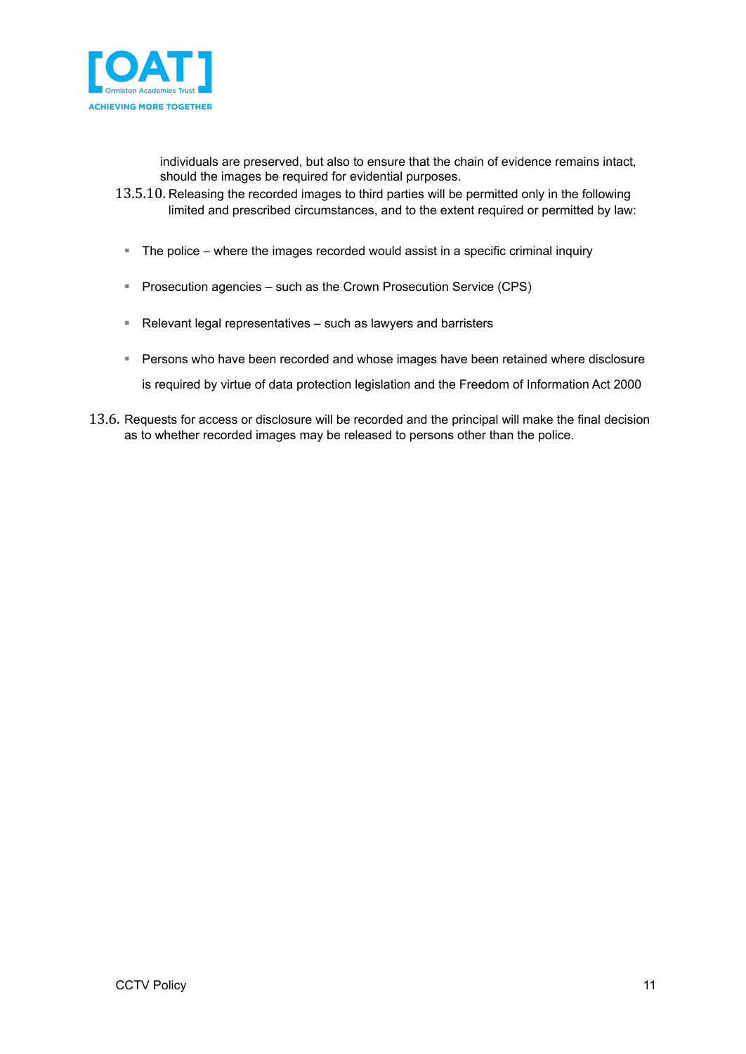individuals are preserved, but also to ensure that the chain of evidence remains intact, should the images be required for evidential purposes.

13.5.10. Releasing the recorded images to third parties will be permitted only in the following limited and prescribed circumstances, and to the extent required or permitted by law:

- The police – where the images recorded would assist in a specific criminal inquiry
- Prosecution agencies – such as the Crown Prosecution Service (CPS)
- Relevant legal representatives – such as lawyers and barristers
- Persons who have been recorded and whose images have been retained where disclosure is required by virtue of data protection legislation and the Freedom of Information Act 2000

13.6. Requests for access or disclosure will be recorded and the principal will make the final decision as to whether recorded images may be released to persons other than the police.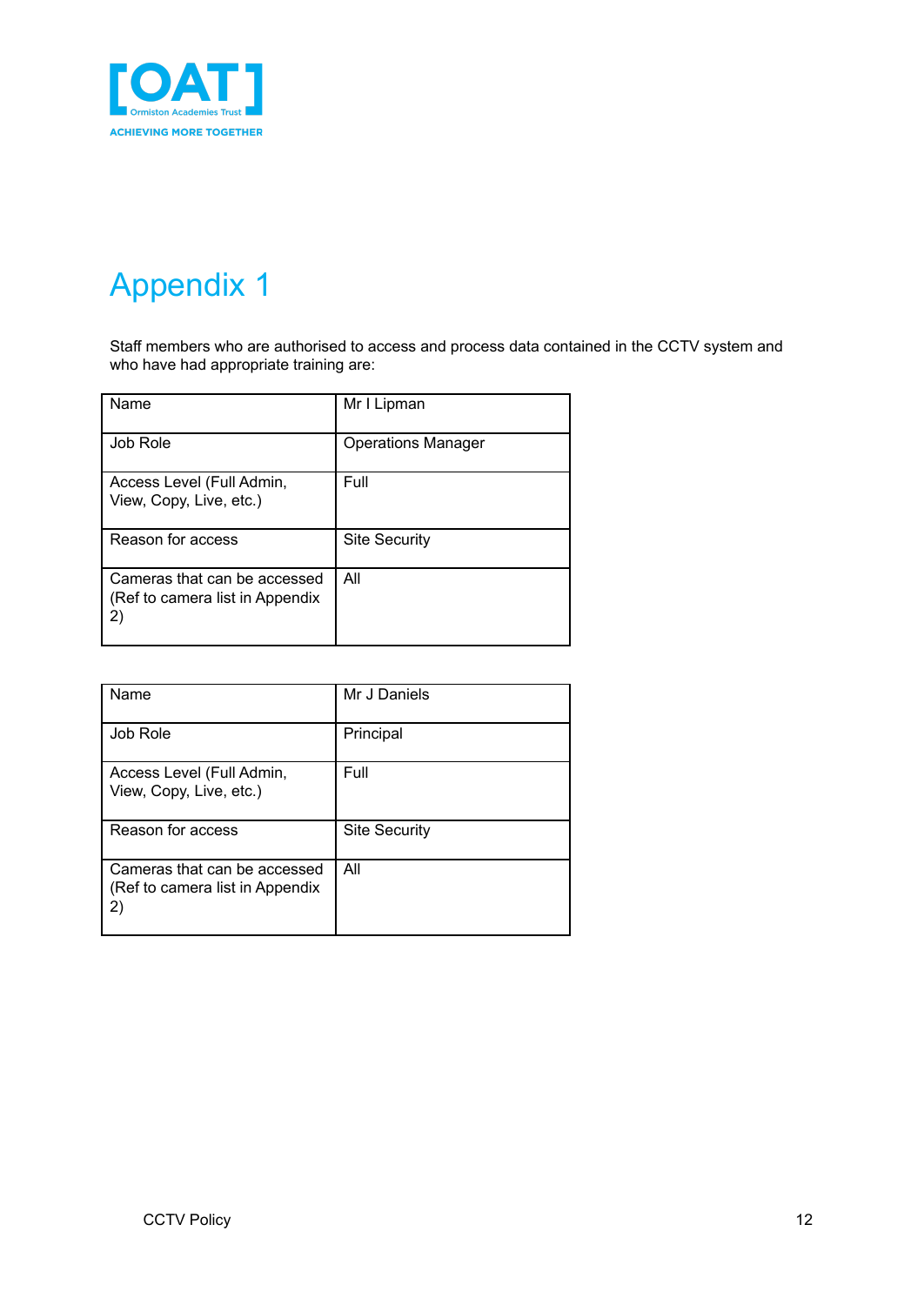# Appendix 1

Staff members who are authorised to access and process data contained in the CCTV system and who have had appropriate training are:

| Name | Mr I Lipman |
|---|---|
| Job Role | Operations Manager |
| Access Level (Full Admin, View, Copy, Live, etc.) | Full |
| Reason for access | Site Security |
| Cameras that can be accessed (Ref to camera list in Appendix 2) | All |

| Name | Mr J Daniels |
|---|---|
| Job Role | Principal |
| Access Level (Full Admin, View, Copy, Live, etc.) | Full |
| Reason for access | Site Security |
| Cameras that can be accessed (Ref to camera list in Appendix 2) | All |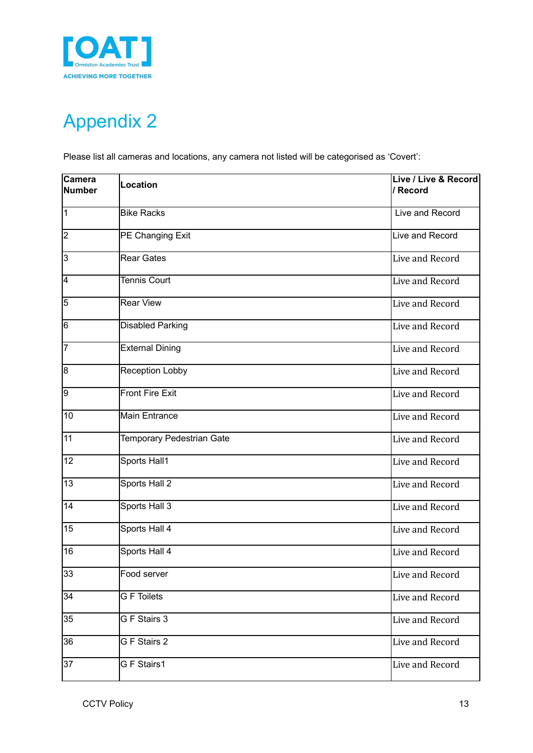# Appendix 2

Please list all cameras and locations, any camera not listed will be categorised as 'Covert':

| Camera Number | Location | Live / Live & Record / Record |
|---|---|---|
| 1 | Bike Racks | Live and Record |
| 2 | PE Changing Exit | Live and Record |
| 3 | Rear Gates | Live and Record |
| 4 | Tennis Court | Live and Record |
| 5 | Rear View | Live and Record |
| 6 | Disabled Parking | Live and Record |
| 7 | External Dining | Live and Record |
| 8 | Reception Lobby | Live and Record |
| 9 | Front Fire Exit | Live and Record |
| 10 | Main Entrance | Live and Record |
| 11 | Temporary Pedestrian Gate | Live and Record |
| 12 | Sports Hall1 | Live and Record |
| 13 | Sports Hall 2 | Live and Record |
| 14 | Sports Hall 3 | Live and Record |
| 15 | Sports Hall 4 | Live and Record |
| 16 | Sports Hall 4 | Live and Record |
| 33 | Food server | Live and Record |
| 34 | G F Toilets | Live and Record |
| 35 | G F Stairs 3 | Live and Record |
| 36 | G F Stairs 2 | Live and Record |
| 37 | G F Stairs1 | Live and Record |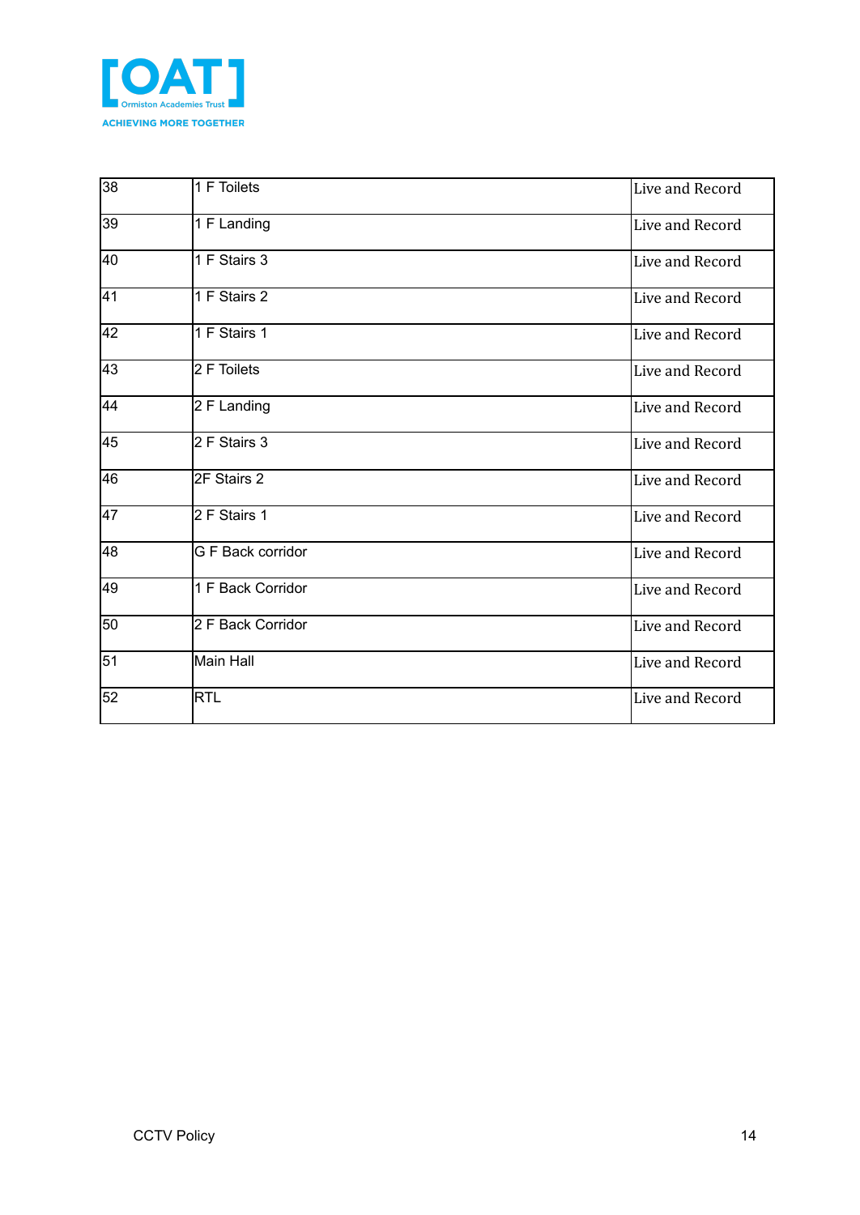| | | |
|---|---|---|
| 38 | 1 F Toilets | Live and Record |
| 39 | 1 F Landing | Live and Record |
| 40 | 1 F Stairs 3 | Live and Record |
| 41 | 1 F Stairs 2 | Live and Record |
| 42 | 1 F Stairs 1 | Live and Record |
| 43 | 2 F Toilets | Live and Record |
| 44 | 2 F Landing | Live and Record |
| 45 | 2 F Stairs 3 | Live and Record |
| 46 | 2F Stairs 2 | Live and Record |
| 47 | 2 F Stairs 1 | Live and Record |
| 48 | G F Back corridor | Live and Record |
| 49 | 1 F Back Corridor | Live and Record |
| 50 | 2 F Back Corridor | Live and Record |
| 51 | Main Hall | Live and Record |
| 52 | RTL | Live and Record |